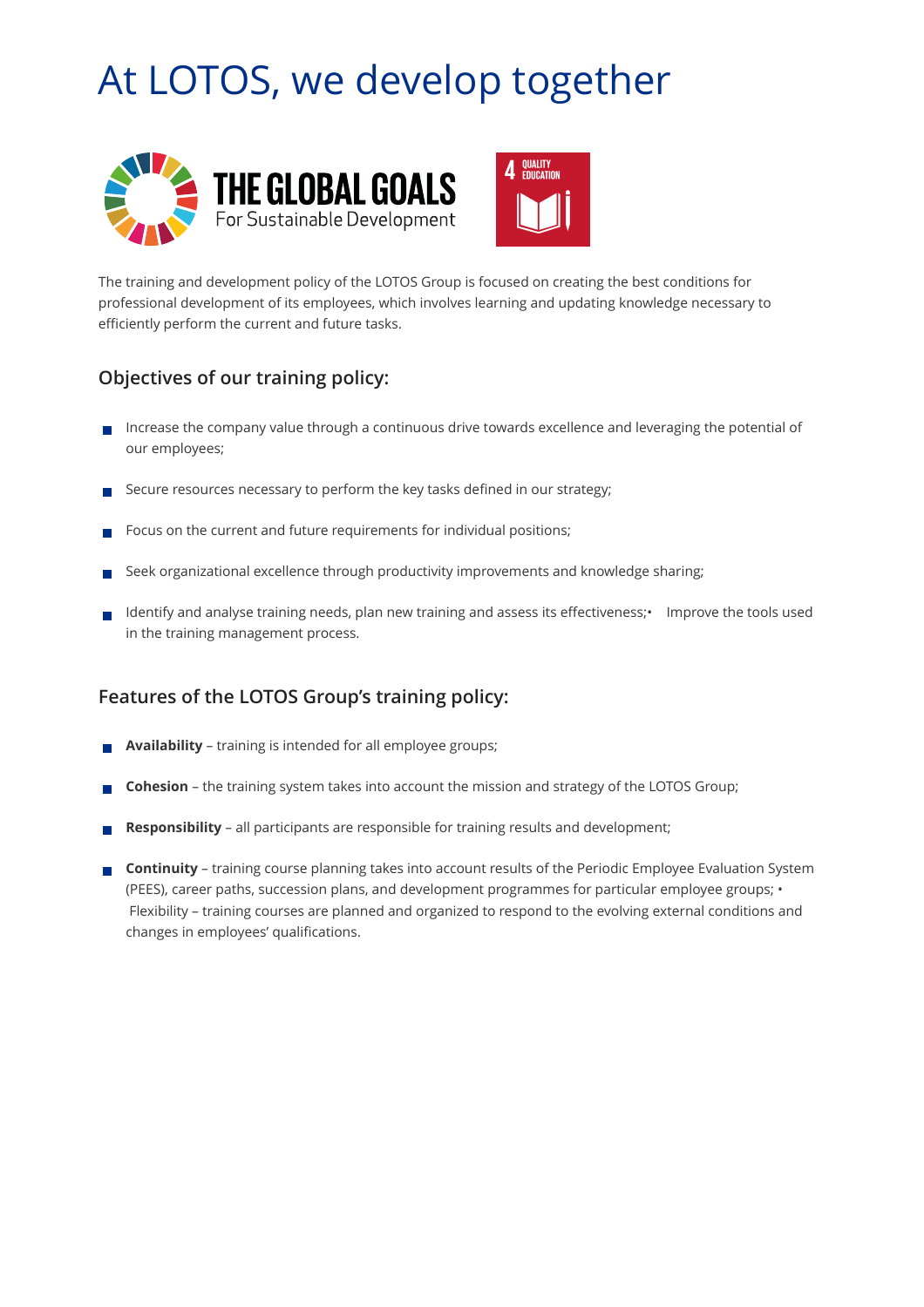# At LOTOS, we develop together

THE GLOBAL GOALS
For Sustainable Development

4 QUALITY EDUCATION

The training and development policy of the LOTOS Group is focused on creating the best conditions for professional development of its employees, which involves learning and updating knowledge necessary to efficiently perform the current and future tasks.

## Objectives of our training policy:

- Increase the company value through a continuous drive towards excellence and leveraging the potential of our employees;
- Secure resources necessary to perform the key tasks defined in our strategy;
- Focus on the current and future requirements for individual positions;
- Seek organizational excellence through productivity improvements and knowledge sharing;
- Identify and analyse training needs, plan new training and assess its effectiveness;• Improve the tools used in the training management process.

## Features of the LOTOS Group's training policy:

- **Availability** – training is intended for all employee groups;
- **Cohesion** – the training system takes into account the mission and strategy of the LOTOS Group;
- **Responsibility** – all participants are responsible for training results and development;
- **Continuity** – training course planning takes into account results of the Periodic Employee Evaluation System (PEES), career paths, succession plans, and development programmes for particular employee groups; • Flexibility – training courses are planned and organized to respond to the evolving external conditions and changes in employees' qualifications.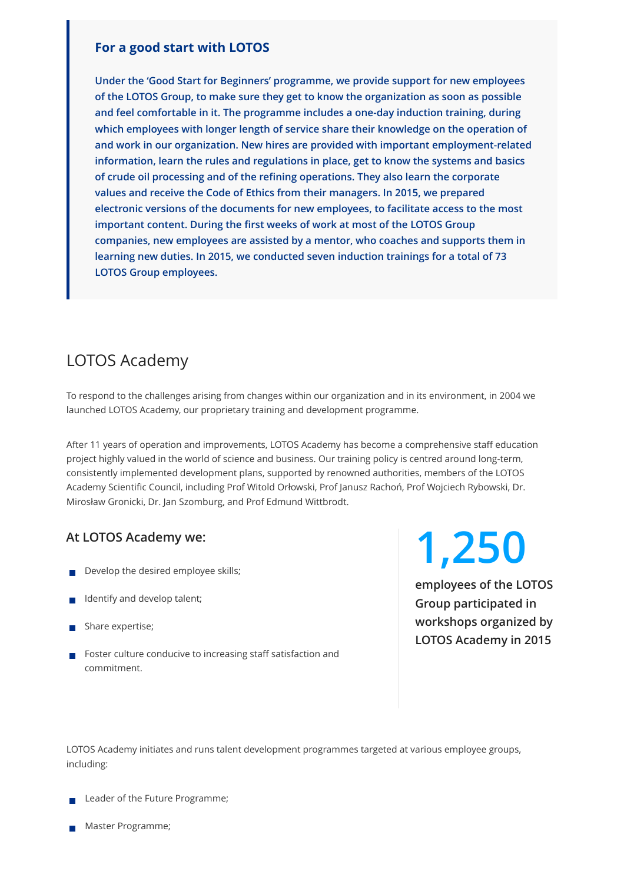### For a good start with LOTOS

**Under the 'Good Start for Beginners' programme, we provide support for new employees of the LOTOS Group, to make sure they get to know the organization as soon as possible and feel comfortable in it. The programme includes a one-day induction training, during which employees with longer length of service share their knowledge on the operation of and work in our organization. New hires are provided with important employment-related information, learn the rules and regulations in place, get to know the systems and basics of crude oil processing and of the refining operations. They also learn the corporate values and receive the Code of Ethics from their managers. In 2015, we prepared electronic versions of the documents for new employees, to facilitate access to the most important content. During the first weeks of work at most of the LOTOS Group companies, new employees are assisted by a mentor, who coaches and supports them in learning new duties. In 2015, we conducted seven induction trainings for a total of 73 LOTOS Group employees.**

## LOTOS Academy

To respond to the challenges arising from changes within our organization and in its environment, in 2004 we launched LOTOS Academy, our proprietary training and development programme.

After 11 years of operation and improvements, LOTOS Academy has become a comprehensive staff education project highly valued in the world of science and business. Our training policy is centred around long-term, consistently implemented development plans, supported by renowned authorities, members of the LOTOS Academy Scientific Council, including Prof Witold Orłowski, Prof Janusz Rachoń, Prof Wojciech Rybowski, Dr. Mirosław Gronicki, Dr. Jan Szomburg, and Prof Edmund Wittbrodt.

### At LOTOS Academy we:

- Develop the desired employee skills;
- Identify and develop talent;
- Share expertise;
- Foster culture conducive to increasing staff satisfaction and commitment.

**1,250**

**employees of the LOTOS Group participated in workshops organized by LOTOS Academy in 2015**

LOTOS Academy initiates and runs talent development programmes targeted at various employee groups, including:

- Leader of the Future Programme;
- Master Programme;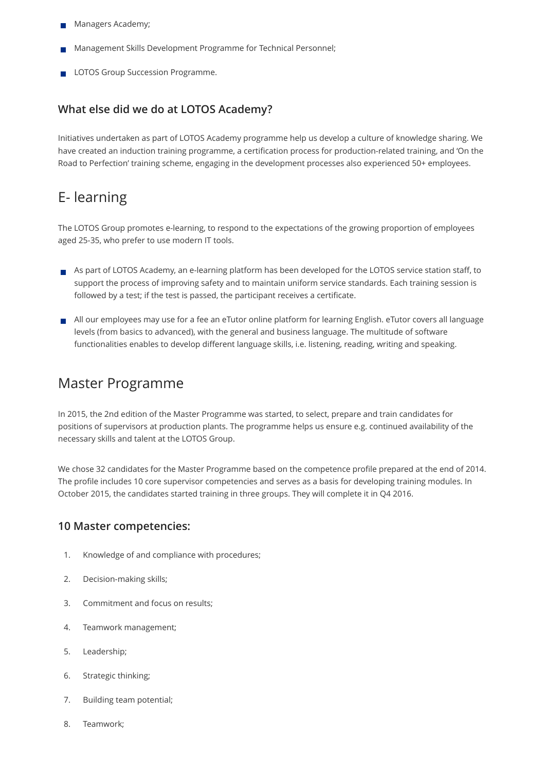- Managers Academy;
- Management Skills Development Programme for Technical Personnel;
- LOTOS Group Succession Programme.

### What else did we do at LOTOS Academy?

Initiatives undertaken as part of LOTOS Academy programme help us develop a culture of knowledge sharing. We have created an induction training programme, a certification process for production-related training, and 'On the Road to Perfection' training scheme, engaging in the development processes also experienced 50+ employees.

## E- learning

The LOTOS Group promotes e-learning, to respond to the expectations of the growing proportion of employees aged 25-35, who prefer to use modern IT tools.

- As part of LOTOS Academy, an e-learning platform has been developed for the LOTOS service station staff, to support the process of improving safety and to maintain uniform service standards. Each training session is followed by a test; if the test is passed, the participant receives a certificate.
- All our employees may use for a fee an eTutor online platform for learning English. eTutor covers all language levels (from basics to advanced), with the general and business language. The multitude of software functionalities enables to develop different language skills, i.e. listening, reading, writing and speaking.

## Master Programme

In 2015, the 2nd edition of the Master Programme was started, to select, prepare and train candidates for positions of supervisors at production plants. The programme helps us ensure e.g. continued availability of the necessary skills and talent at the LOTOS Group.

We chose 32 candidates for the Master Programme based on the competence profile prepared at the end of 2014. The profile includes 10 core supervisor competencies and serves as a basis for developing training modules. In October 2015, the candidates started training in three groups. They will complete it in Q4 2016.

### 10 Master competencies:

1. Knowledge of and compliance with procedures;
2. Decision-making skills;
3. Commitment and focus on results;
4. Teamwork management;
5. Leadership;
6. Strategic thinking;
7. Building team potential;
8. Teamwork;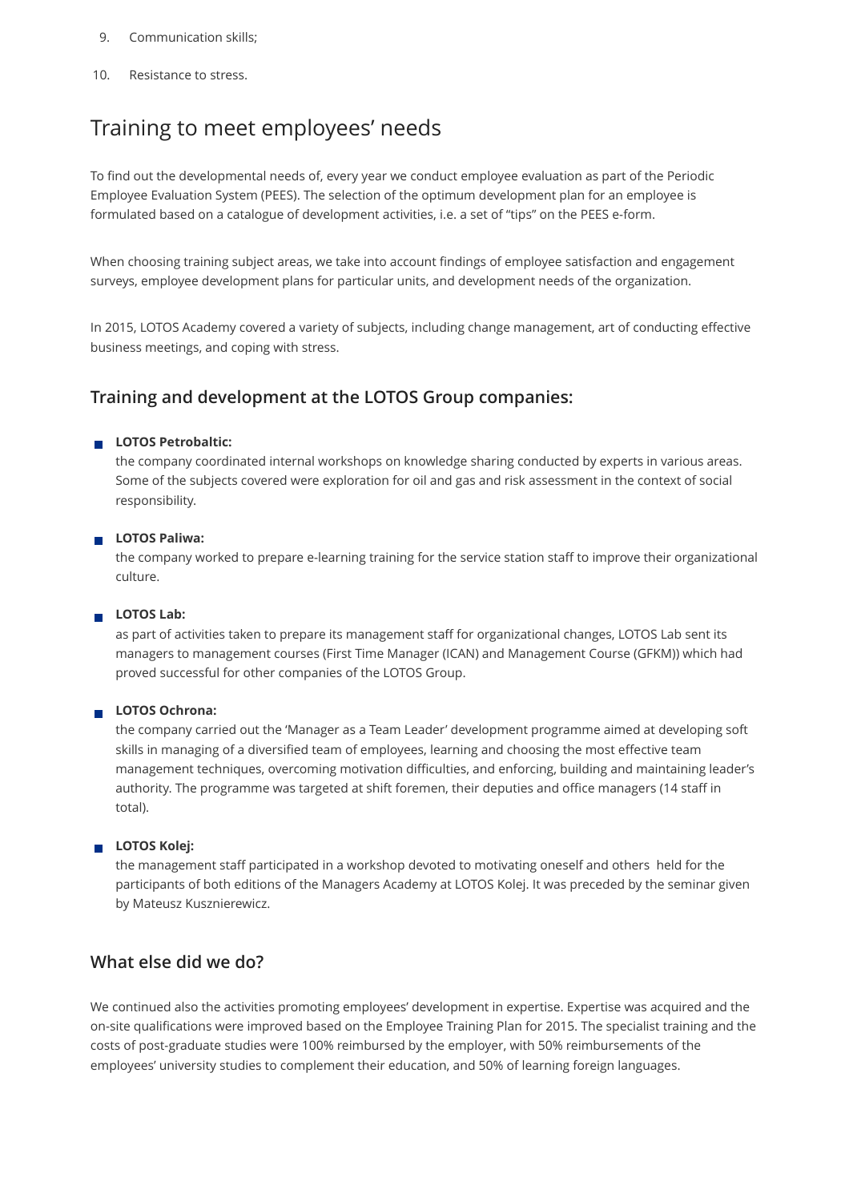9. Communication skills;
10. Resistance to stress.

# Training to meet employees' needs

To find out the developmental needs of, every year we conduct employee evaluation as part of the Periodic Employee Evaluation System (PEES). The selection of the optimum development plan for an employee is formulated based on a catalogue of development activities, i.e. a set of "tips" on the PEES e-form.

When choosing training subject areas, we take into account findings of employee satisfaction and engagement surveys, employee development plans for particular units, and development needs of the organization.

In 2015, LOTOS Academy covered a variety of subjects, including change management, art of conducting effective business meetings, and coping with stress.

## Training and development at the LOTOS Group companies:

- **LOTOS Petrobaltic:**
  the company coordinated internal workshops on knowledge sharing conducted by experts in various areas. Some of the subjects covered were exploration for oil and gas and risk assessment in the context of social responsibility.

- **LOTOS Paliwa:**
  the company worked to prepare e-learning training for the service station staff to improve their organizational culture.

- **LOTOS Lab:**
  as part of activities taken to prepare its management staff for organizational changes, LOTOS Lab sent its managers to management courses (First Time Manager (ICAN) and Management Course (GFKM)) which had proved successful for other companies of the LOTOS Group.

- **LOTOS Ochrona:**
  the company carried out the 'Manager as a Team Leader' development programme aimed at developing soft skills in managing of a diversified team of employees, learning and choosing the most effective team management techniques, overcoming motivation difficulties, and enforcing, building and maintaining leader's authority. The programme was targeted at shift foremen, their deputies and office managers (14 staff in total).

- **LOTOS Kolej:**
  the management staff participated in a workshop devoted to motivating oneself and others held for the participants of both editions of the Managers Academy at LOTOS Kolej. It was preceded by the seminar given by Mateusz Kusznierewicz.

## What else did we do?

We continued also the activities promoting employees' development in expertise. Expertise was acquired and the on-site qualifications were improved based on the Employee Training Plan for 2015. The specialist training and the costs of post-graduate studies were 100% reimbursed by the employer, with 50% reimbursements of the employees' university studies to complement their education, and 50% of learning foreign languages.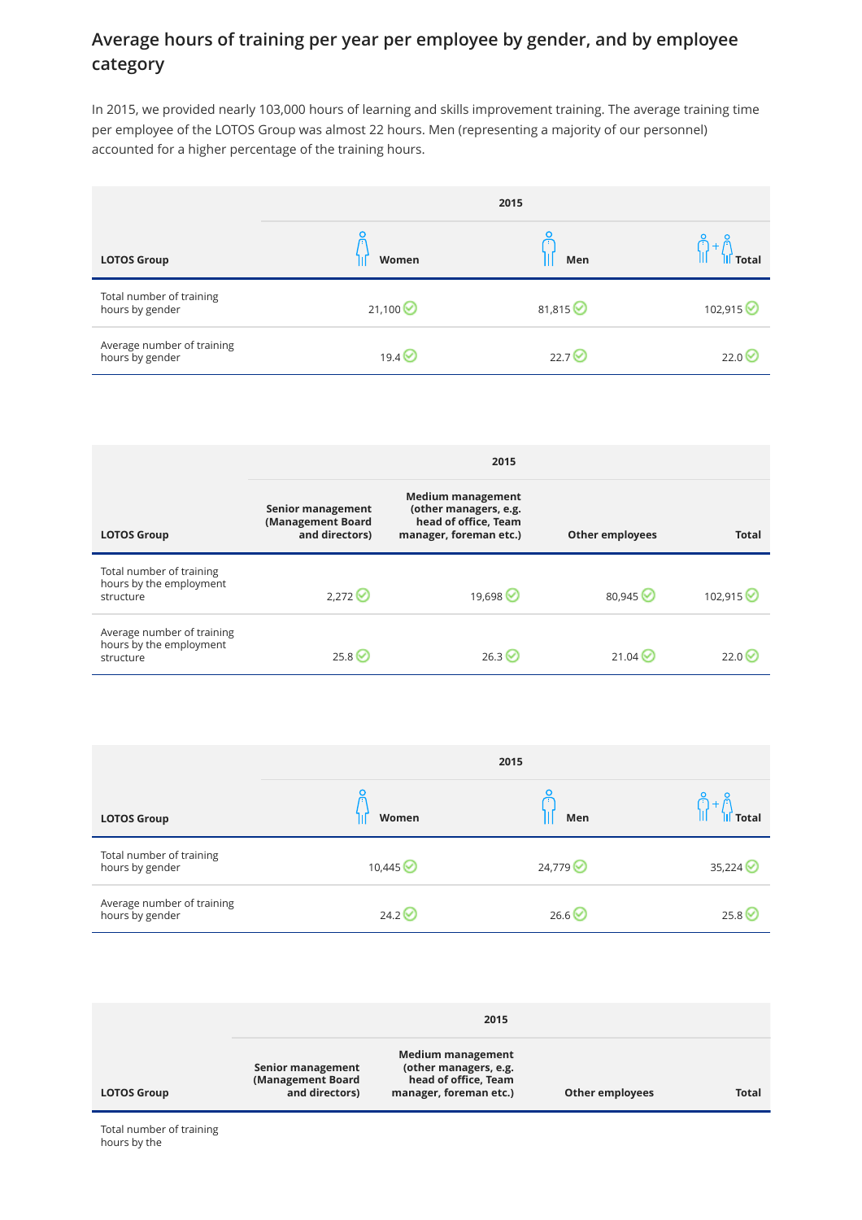## Average hours of training per year per employee by gender, and by employee category

In 2015, we provided nearly 103,000 hours of learning and skills improvement training. The average training time per employee of the LOTOS Group was almost 22 hours. Men (representing a majority of our personnel) accounted for a higher percentage of the training hours.

| LOTOS Group | 2015 | | |
|---|---|---|---|
| | Women | Men | Total |
| Total number of training hours by gender | 21,100 | 81,815 | 102,915 |
| Average number of training hours by gender | 19.4 | 22.7 | 22.0 |

| LOTOS Group | 2015 | | | |
|---|---|---|---|---|
| | Senior management (Management Board and directors) | Medium management (other managers, e.g. head of office, Team manager, foreman etc.) | Other employees | Total |
| Total number of training hours by the employment structure | 2,272 | 19,698 | 80,945 | 102,915 |
| Average number of training hours by the employment structure | 25.8 | 26.3 | 21.04 | 22.0 |

| LOTOS Group | 2015 | | |
|---|---|---|---|
| | Women | Men | Total |
| Total number of training hours by gender | 10,445 | 24,779 | 35,224 |
| Average number of training hours by gender | 24.2 | 26.6 | 25.8 |

| LOTOS Group | 2015 | | | |
|---|---|---|---|---|
| | Senior management (Management Board and directors) | Medium management (other managers, e.g. head of office, Team manager, foreman etc.) | Other employees | Total |
| Total number of training hours by the | | | | |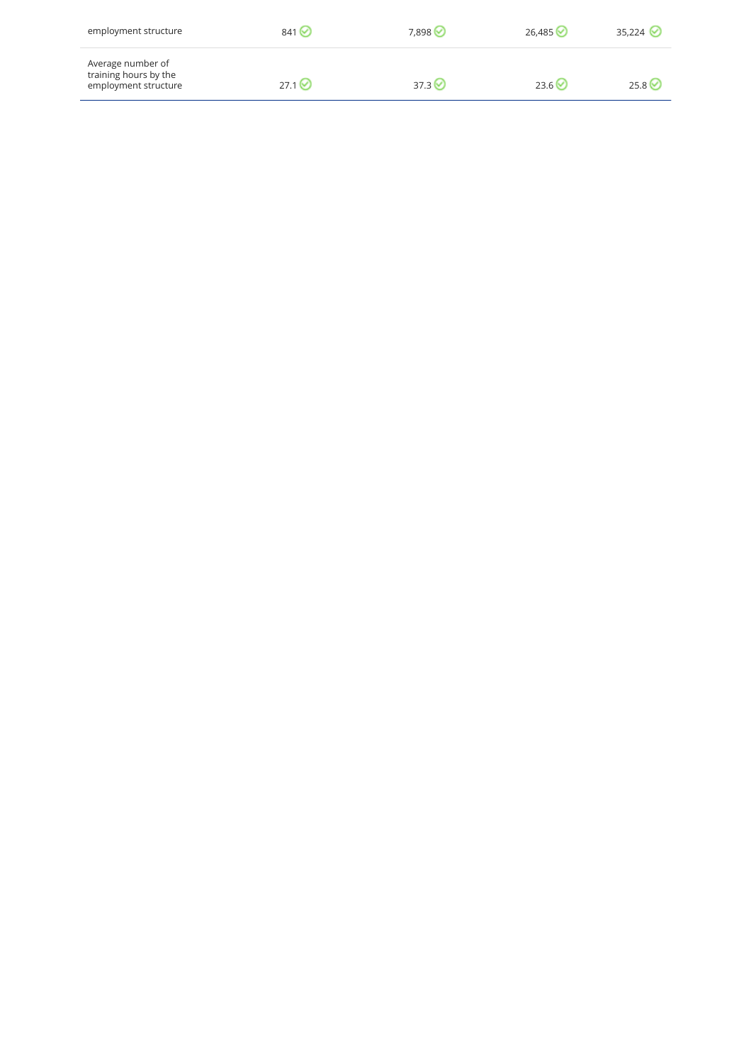| | | | | |
|---|---|---|---|---|
| employment structure | 841 | 7,898 | 26,485 | 35,224 |
| Average number of training hours by the employment structure | 27.1 | 37.3 | 23.6 | 25.8 |